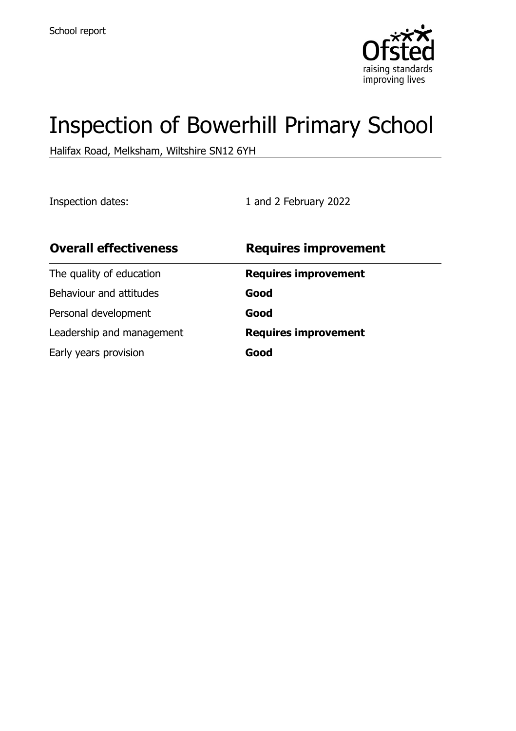School report

# Inspection of Bowerhill Primary School

Halifax Road, Melksham, Wiltshire SN12 6YH

Inspection dates: 1 and 2 February 2022

| **Overall effectiveness** | **Requires improvement** |
| --- | --- |
| The quality of education | **Requires improvement** |
| Behaviour and attitudes | **Good** |
| Personal development | **Good** |
| Leadership and management | **Requires improvement** |
| Early years provision | **Good** |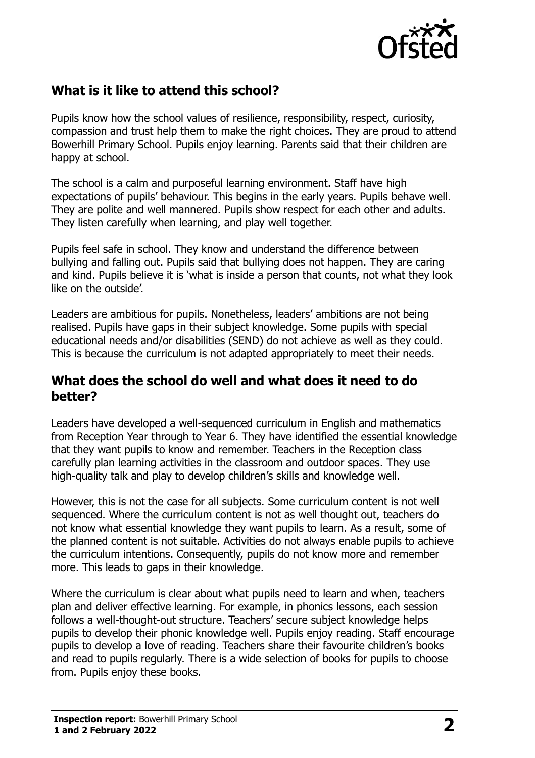## What is it like to attend this school?

Pupils know how the school values of resilience, responsibility, respect, curiosity, compassion and trust help them to make the right choices. They are proud to attend Bowerhill Primary School. Pupils enjoy learning. Parents said that their children are happy at school.

The school is a calm and purposeful learning environment. Staff have high expectations of pupils' behaviour. This begins in the early years. Pupils behave well. They are polite and well mannered. Pupils show respect for each other and adults. They listen carefully when learning, and play well together.

Pupils feel safe in school. They know and understand the difference between bullying and falling out. Pupils said that bullying does not happen. They are caring and kind. Pupils believe it is 'what is inside a person that counts, not what they look like on the outside'.

Leaders are ambitious for pupils. Nonetheless, leaders' ambitions are not being realised. Pupils have gaps in their subject knowledge. Some pupils with special educational needs and/or disabilities (SEND) do not achieve as well as they could. This is because the curriculum is not adapted appropriately to meet their needs.

## What does the school do well and what does it need to do better?

Leaders have developed a well-sequenced curriculum in English and mathematics from Reception Year through to Year 6. They have identified the essential knowledge that they want pupils to know and remember. Teachers in the Reception class carefully plan learning activities in the classroom and outdoor spaces. They use high-quality talk and play to develop children's skills and knowledge well.

However, this is not the case for all subjects. Some curriculum content is not well sequenced. Where the curriculum content is not as well thought out, teachers do not know what essential knowledge they want pupils to learn. As a result, some of the planned content is not suitable. Activities do not always enable pupils to achieve the curriculum intentions. Consequently, pupils do not know more and remember more. This leads to gaps in their knowledge.

Where the curriculum is clear about what pupils need to learn and when, teachers plan and deliver effective learning. For example, in phonics lessons, each session follows a well-thought-out structure. Teachers' secure subject knowledge helps pupils to develop their phonic knowledge well. Pupils enjoy reading. Staff encourage pupils to develop a love of reading. Teachers share their favourite children's books and read to pupils regularly. There is a wide selection of books for pupils to choose from. Pupils enjoy these books.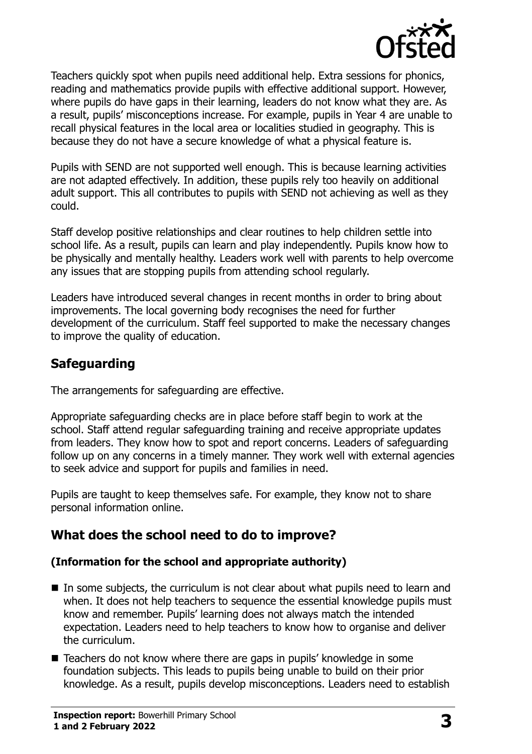Teachers quickly spot when pupils need additional help. Extra sessions for phonics, reading and mathematics provide pupils with effective additional support. However, where pupils do have gaps in their learning, leaders do not know what they are. As a result, pupils' misconceptions increase. For example, pupils in Year 4 are unable to recall physical features in the local area or localities studied in geography. This is because they do not have a secure knowledge of what a physical feature is.

Pupils with SEND are not supported well enough. This is because learning activities are not adapted effectively. In addition, these pupils rely too heavily on additional adult support. This all contributes to pupils with SEND not achieving as well as they could.

Staff develop positive relationships and clear routines to help children settle into school life. As a result, pupils can learn and play independently. Pupils know how to be physically and mentally healthy. Leaders work well with parents to help overcome any issues that are stopping pupils from attending school regularly.

Leaders have introduced several changes in recent months in order to bring about improvements. The local governing body recognises the need for further development of the curriculum. Staff feel supported to make the necessary changes to improve the quality of education.

## Safeguarding

The arrangements for safeguarding are effective.

Appropriate safeguarding checks are in place before staff begin to work at the school. Staff attend regular safeguarding training and receive appropriate updates from leaders. They know how to spot and report concerns. Leaders of safeguarding follow up on any concerns in a timely manner. They work well with external agencies to seek advice and support for pupils and families in need.

Pupils are taught to keep themselves safe. For example, they know not to share personal information online.

## What does the school need to do to improve?

### (Information for the school and appropriate authority)

- In some subjects, the curriculum is not clear about what pupils need to learn and when. It does not help teachers to sequence the essential knowledge pupils must know and remember. Pupils' learning does not always match the intended expectation. Leaders need to help teachers to know how to organise and deliver the curriculum.
- Teachers do not know where there are gaps in pupils' knowledge in some foundation subjects. This leads to pupils being unable to build on their prior knowledge. As a result, pupils develop misconceptions. Leaders need to establish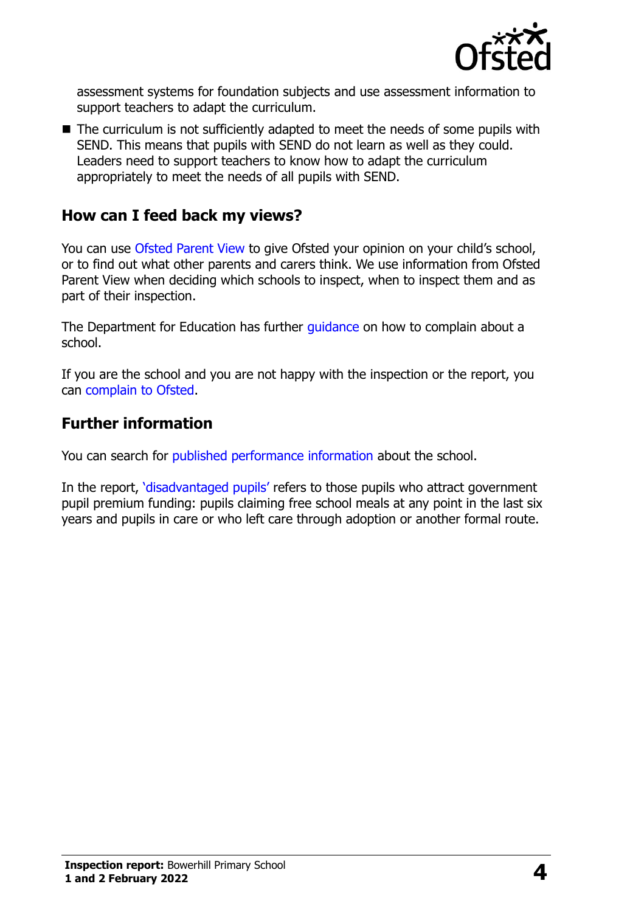assessment systems for foundation subjects and use assessment information to support teachers to adapt the curriculum.

- The curriculum is not sufficiently adapted to meet the needs of some pupils with SEND. This means that pupils with SEND do not learn as well as they could. Leaders need to support teachers to know how to adapt the curriculum appropriately to meet the needs of all pupils with SEND.

## How can I feed back my views?

You can use Ofsted Parent View to give Ofsted your opinion on your child's school, or to find out what other parents and carers think. We use information from Ofsted Parent View when deciding which schools to inspect, when to inspect them and as part of their inspection.

The Department for Education has further guidance on how to complain about a school.

If you are the school and you are not happy with the inspection or the report, you can complain to Ofsted.

## Further information

You can search for published performance information about the school.

In the report, 'disadvantaged pupils' refers to those pupils who attract government pupil premium funding: pupils claiming free school meals at any point in the last six years and pupils in care or who left care through adoption or another formal route.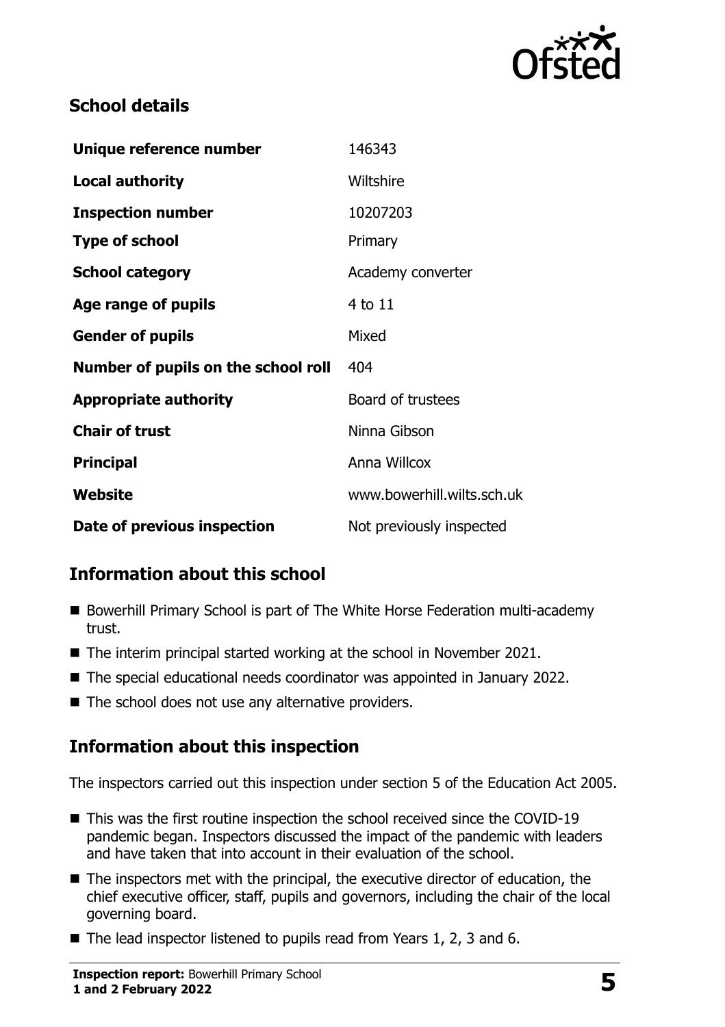## School details

| | |
|---|---|
| **Unique reference number** | 146343 |
| **Local authority** | Wiltshire |
| **Inspection number** | 10207203 |
| **Type of school** | Primary |
| **School category** | Academy converter |
| **Age range of pupils** | 4 to 11 |
| **Gender of pupils** | Mixed |
| **Number of pupils on the school roll** | 404 |
| **Appropriate authority** | Board of trustees |
| **Chair of trust** | Ninna Gibson |
| **Principal** | Anna Willcox |
| **Website** | www.bowerhill.wilts.sch.uk |
| **Date of previous inspection** | Not previously inspected |

## Information about this school

- Bowerhill Primary School is part of The White Horse Federation multi-academy trust.
- The interim principal started working at the school in November 2021.
- The special educational needs coordinator was appointed in January 2022.
- The school does not use any alternative providers.

## Information about this inspection

The inspectors carried out this inspection under section 5 of the Education Act 2005.

- This was the first routine inspection the school received since the COVID-19 pandemic began. Inspectors discussed the impact of the pandemic with leaders and have taken that into account in their evaluation of the school.
- The inspectors met with the principal, the executive director of education, the chief executive officer, staff, pupils and governors, including the chair of the local governing board.
- The lead inspector listened to pupils read from Years 1, 2, 3 and 6.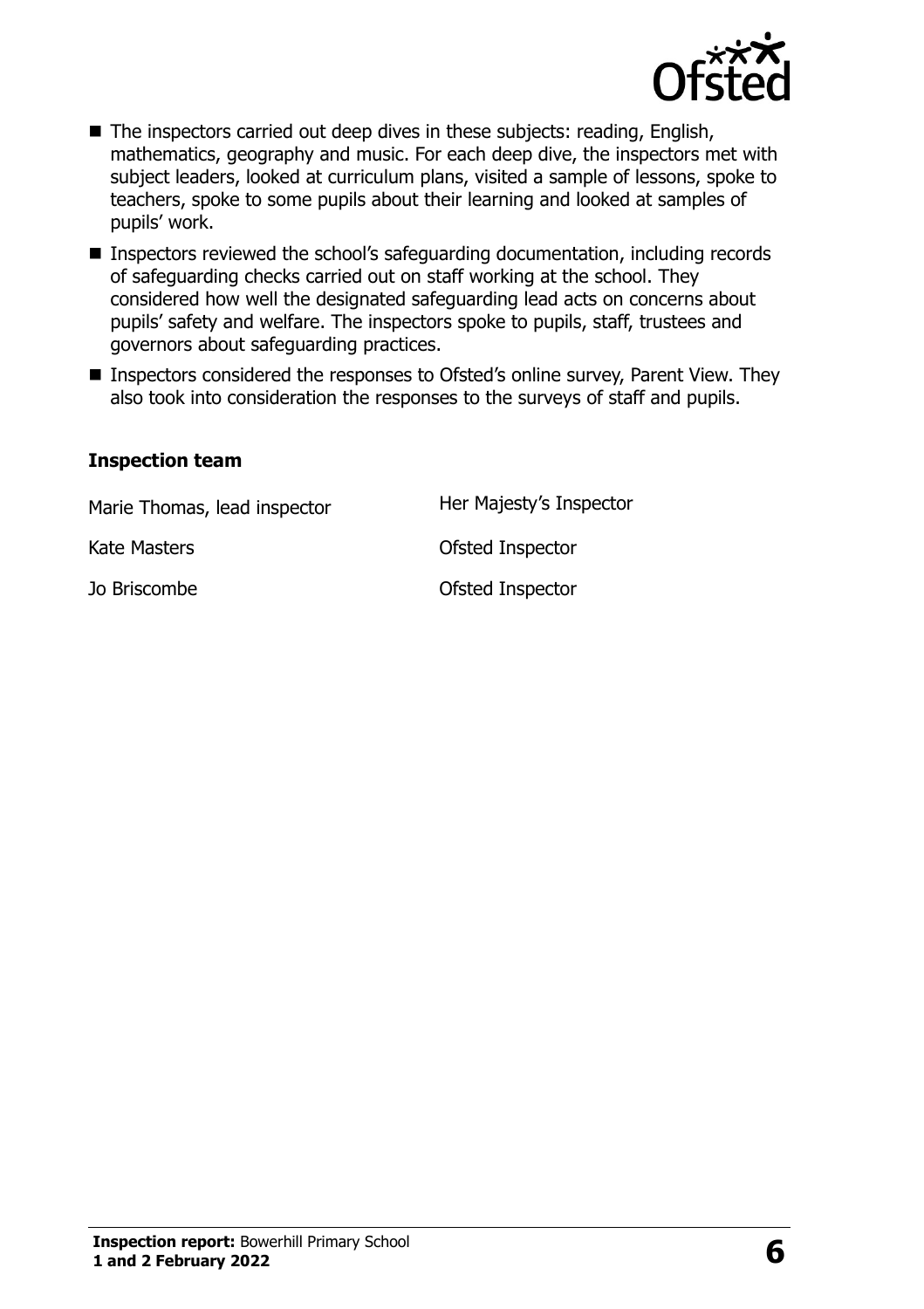- The inspectors carried out deep dives in these subjects: reading, English, mathematics, geography and music. For each deep dive, the inspectors met with subject leaders, looked at curriculum plans, visited a sample of lessons, spoke to teachers, spoke to some pupils about their learning and looked at samples of pupils' work.
- Inspectors reviewed the school's safeguarding documentation, including records of safeguarding checks carried out on staff working at the school. They considered how well the designated safeguarding lead acts on concerns about pupils' safety and welfare. The inspectors spoke to pupils, staff, trustees and governors about safeguarding practices.
- Inspectors considered the responses to Ofsted's online survey, Parent View. They also took into consideration the responses to the surveys of staff and pupils.

### Inspection team

| | |
|---|---|
| Marie Thomas, lead inspector | Her Majesty's Inspector |
| Kate Masters | Ofsted Inspector |
| Jo Briscombe | Ofsted Inspector |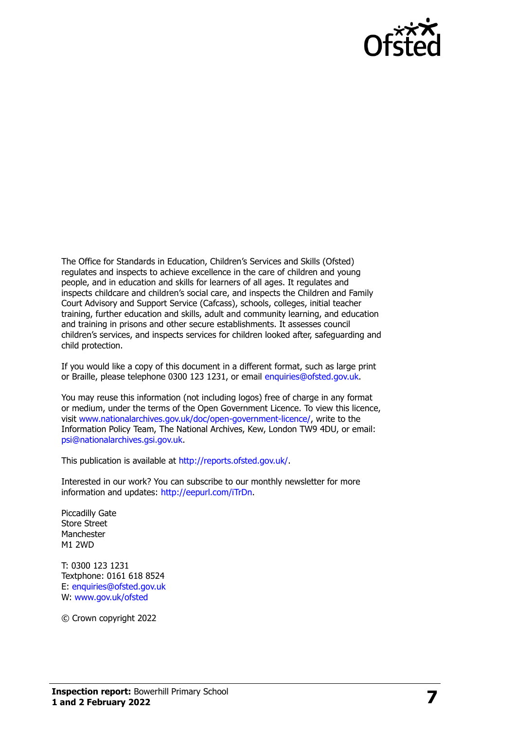The Office for Standards in Education, Children's Services and Skills (Ofsted) regulates and inspects to achieve excellence in the care of children and young people, and in education and skills for learners of all ages. It regulates and inspects childcare and children's social care, and inspects the Children and Family Court Advisory and Support Service (Cafcass), schools, colleges, initial teacher training, further education and skills, adult and community learning, and education and training in prisons and other secure establishments. It assesses council children's services, and inspects services for children looked after, safeguarding and child protection.

If you would like a copy of this document in a different format, such as large print or Braille, please telephone 0300 123 1231, or email enquiries@ofsted.gov.uk.

You may reuse this information (not including logos) free of charge in any format or medium, under the terms of the Open Government Licence. To view this licence, visit www.nationalarchives.gov.uk/doc/open-government-licence/, write to the Information Policy Team, The National Archives, Kew, London TW9 4DU, or email: psi@nationalarchives.gsi.gov.uk.

This publication is available at http://reports.ofsted.gov.uk/.

Interested in our work? You can subscribe to our monthly newsletter for more information and updates: http://eepurl.com/iTrDn.

Piccadilly Gate
Store Street
Manchester
M1 2WD

T: 0300 123 1231
Textphone: 0161 618 8524
E: enquiries@ofsted.gov.uk
W: www.gov.uk/ofsted

© Crown copyright 2022